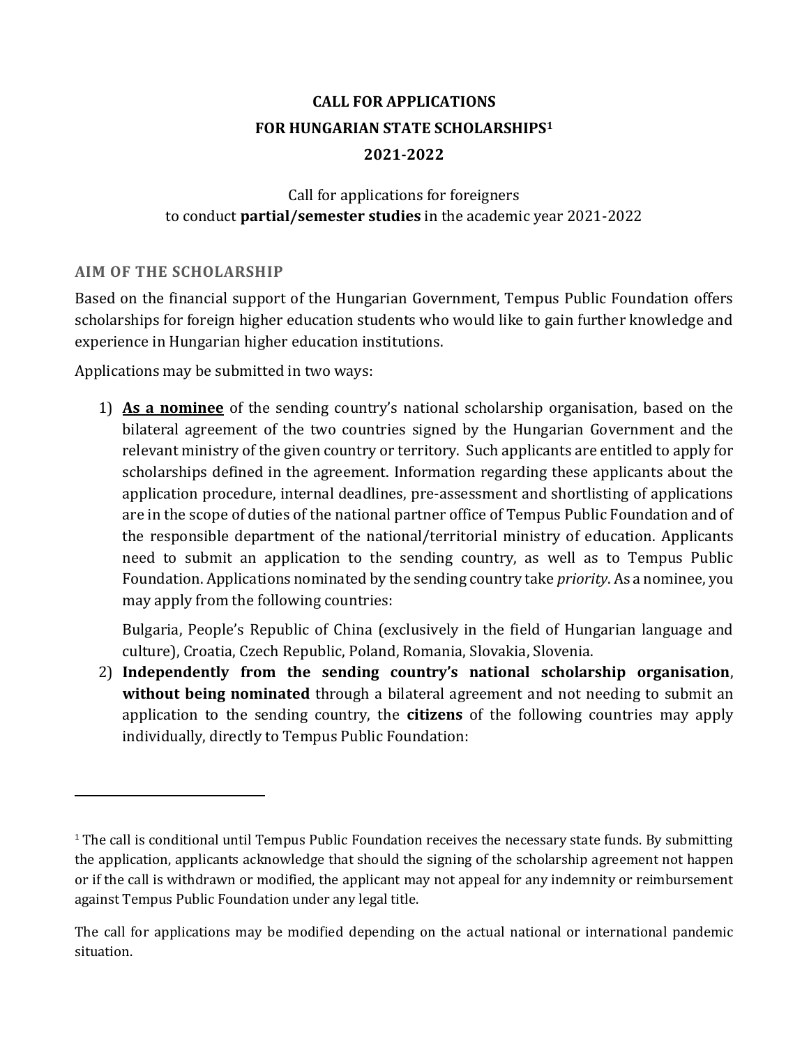# CALL FOR APPLICATIONS
# FOR HUNGARIAN STATE SCHOLARSHIPS[1]
# 2021-2022

Call for applications for foreigners
to conduct **partial/semester studies** in the academic year 2021-2022

## AIM OF THE SCHOLARSHIP

Based on the financial support of the Hungarian Government, Tempus Public Foundation offers scholarships for foreign higher education students who would like to gain further knowledge and experience in Hungarian higher education institutions.

Applications may be submitted in two ways:

1) **As a nominee** of the sending country's national scholarship organisation, based on the bilateral agreement of the two countries signed by the Hungarian Government and the relevant ministry of the given country or territory. Such applicants are entitled to apply for scholarships defined in the agreement. Information regarding these applicants about the application procedure, internal deadlines, pre-assessment and shortlisting of applications are in the scope of duties of the national partner office of Tempus Public Foundation and of the responsible department of the national/territorial ministry of education. Applicants need to submit an application to the sending country, as well as to Tempus Public Foundation. Applications nominated by the sending country take *priority*. As a nominee, you may apply from the following countries:

   Bulgaria, People's Republic of China (exclusively in the field of Hungarian language and culture), Croatia, Czech Republic, Poland, Romania, Slovakia, Slovenia.

2) **Independently from the sending country's national scholarship organisation**, **without being nominated** through a bilateral agreement and not needing to submit an application to the sending country, the **citizens** of the following countries may apply individually, directly to Tempus Public Foundation:

---

[1] The call is conditional until Tempus Public Foundation receives the necessary state funds. By submitting the application, applicants acknowledge that should the signing of the scholarship agreement not happen or if the call is withdrawn or modified, the applicant may not appeal for any indemnity or reimbursement against Tempus Public Foundation under any legal title.

The call for applications may be modified depending on the actual national or international pandemic situation.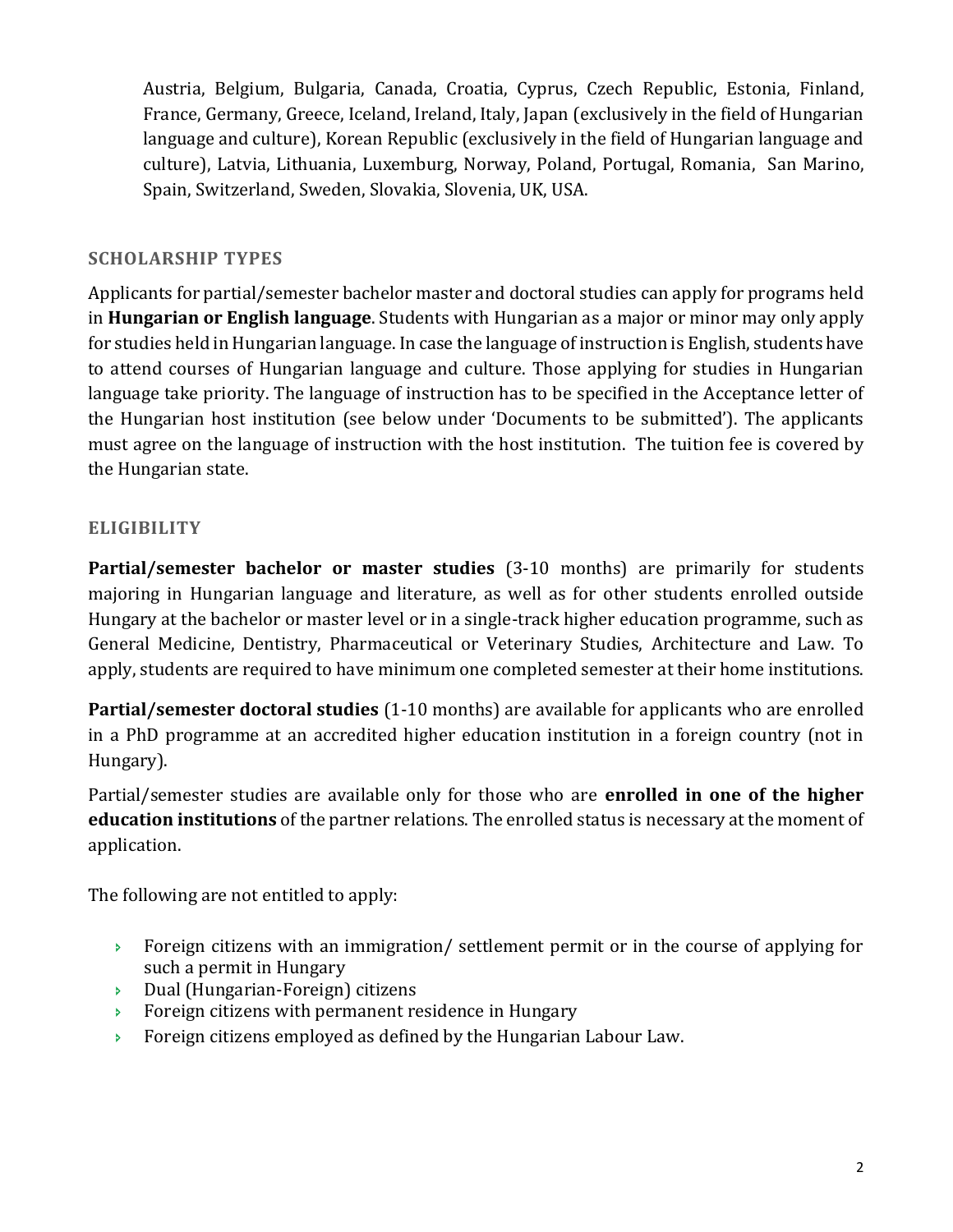Austria, Belgium, Bulgaria, Canada, Croatia, Cyprus, Czech Republic, Estonia, Finland, France, Germany, Greece, Iceland, Ireland, Italy, Japan (exclusively in the field of Hungarian language and culture), Korean Republic (exclusively in the field of Hungarian language and culture), Latvia, Lithuania, Luxemburg, Norway, Poland, Portugal, Romania, San Marino, Spain, Switzerland, Sweden, Slovakia, Slovenia, UK, USA.

## SCHOLARSHIP TYPES

Applicants for partial/semester bachelor master and doctoral studies can apply for programs held in **Hungarian or English language**. Students with Hungarian as a major or minor may only apply for studies held in Hungarian language. In case the language of instruction is English, students have to attend courses of Hungarian language and culture. Those applying for studies in Hungarian language take priority. The language of instruction has to be specified in the Acceptance letter of the Hungarian host institution (see below under 'Documents to be submitted'). The applicants must agree on the language of instruction with the host institution. The tuition fee is covered by the Hungarian state.

## ELIGIBILITY

**Partial/semester bachelor or master studies** (3-10 months) are primarily for students majoring in Hungarian language and literature, as well as for other students enrolled outside Hungary at the bachelor or master level or in a single-track higher education programme, such as General Medicine, Dentistry, Pharmaceutical or Veterinary Studies, Architecture and Law. To apply, students are required to have minimum one completed semester at their home institutions.

**Partial/semester doctoral studies** (1-10 months) are available for applicants who are enrolled in a PhD programme at an accredited higher education institution in a foreign country (not in Hungary).

Partial/semester studies are available only for those who are **enrolled in one of the higher education institutions** of the partner relations. The enrolled status is necessary at the moment of application.

The following are not entitled to apply:

- Foreign citizens with an immigration/ settlement permit or in the course of applying for such a permit in Hungary
- Dual (Hungarian-Foreign) citizens
- Foreign citizens with permanent residence in Hungary
- Foreign citizens employed as defined by the Hungarian Labour Law.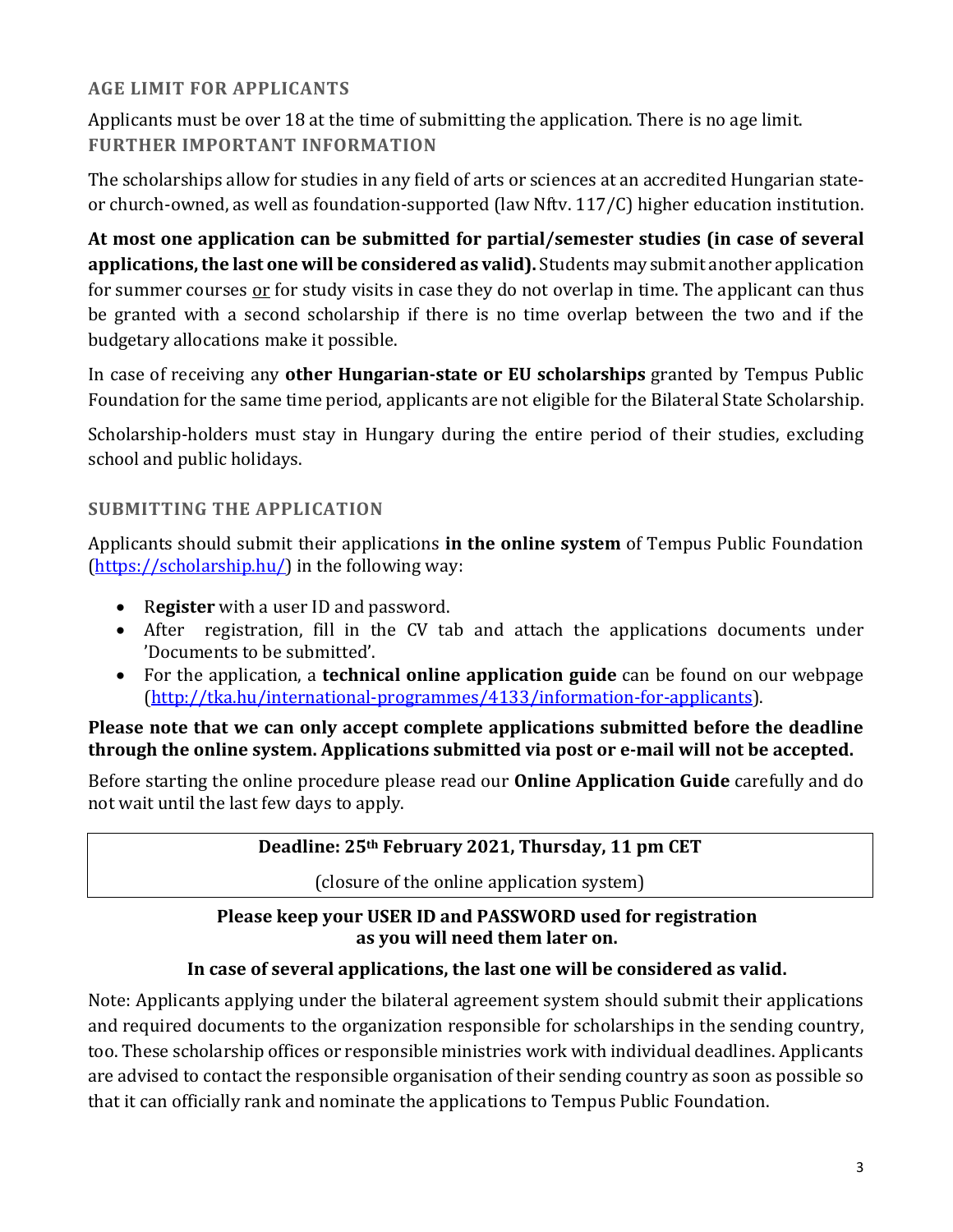## AGE LIMIT FOR APPLICANTS

Applicants must be over 18 at the time of submitting the application. There is no age limit.

## FURTHER IMPORTANT INFORMATION

The scholarships allow for studies in any field of arts or sciences at an accredited Hungarian state- or church-owned, as well as foundation-supported (law Nftv. 117/C) higher education institution.

**At most one application can be submitted for partial/semester studies (in case of several applications, the last one will be considered as valid).** Students may submit another application for summer courses or for study visits in case they do not overlap in time. The applicant can thus be granted with a second scholarship if there is no time overlap between the two and if the budgetary allocations make it possible.

In case of receiving any **other Hungarian-state or EU scholarships** granted by Tempus Public Foundation for the same time period, applicants are not eligible for the Bilateral State Scholarship.

Scholarship-holders must stay in Hungary during the entire period of their studies, excluding school and public holidays.

## SUBMITTING THE APPLICATION

Applicants should submit their applications **in the online system** of Tempus Public Foundation (https://scholarship.hu/) in the following way:

- R**egister** with a user ID and password.
- After registration, fill in the CV tab and attach the applications documents under 'Documents to be submitted'.
- For the application, a **technical online application guide** can be found on our webpage (http://tka.hu/international-programmes/4133/information-for-applicants).

**Please note that we can only accept complete applications submitted before the deadline through the online system. Applications submitted via post or e-mail will not be accepted.**

Before starting the online procedure please read our **Online Application Guide** carefully and do not wait until the last few days to apply.

| **Deadline: 25th February 2021, Thursday, 11 pm CET** |
|---|
| (closure of the online application system) |

**Please keep your USER ID and PASSWORD used for registration as you will need them later on.**

**In case of several applications, the last one will be considered as valid.**

Note: Applicants applying under the bilateral agreement system should submit their applications and required documents to the organization responsible for scholarships in the sending country, too. These scholarship offices or responsible ministries work with individual deadlines. Applicants are advised to contact the responsible organisation of their sending country as soon as possible so that it can officially rank and nominate the applications to Tempus Public Foundation.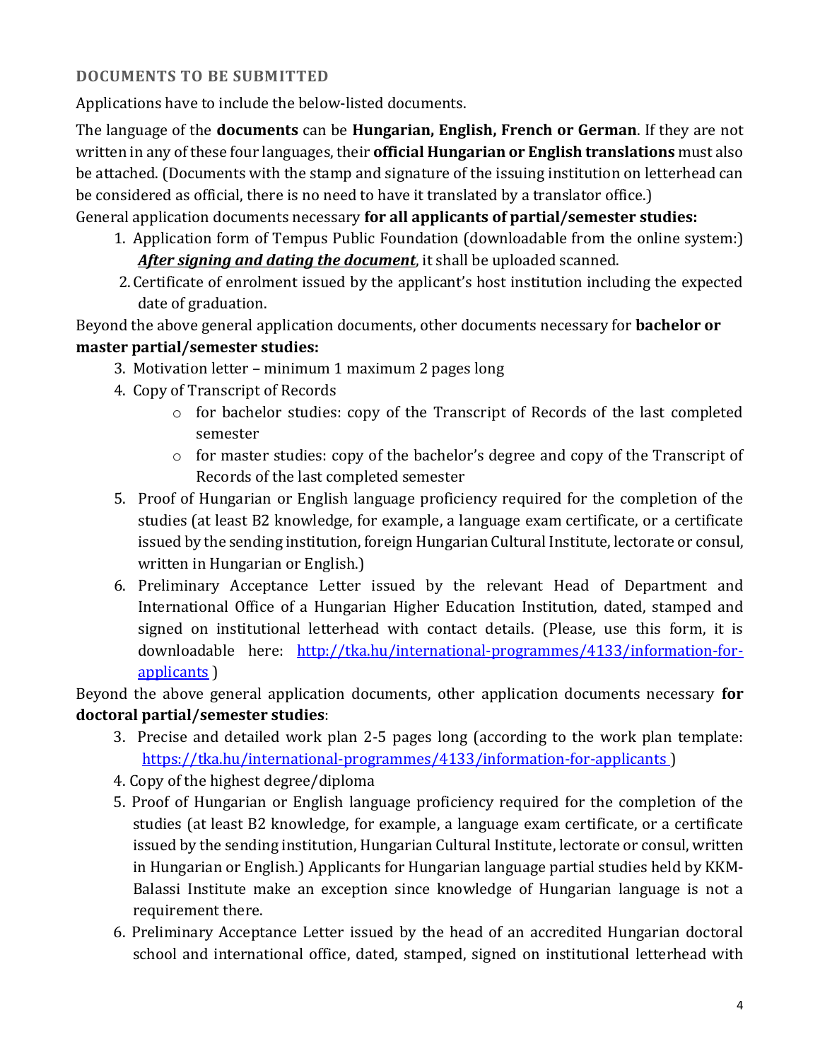## DOCUMENTS TO BE SUBMITTED

Applications have to include the below-listed documents.

The language of the **documents** can be **Hungarian, English, French or German**. If they are not written in any of these four languages, their **official Hungarian or English translations** must also be attached. (Documents with the stamp and signature of the issuing institution on letterhead can be considered as official, there is no need to have it translated by a translator office.)

General application documents necessary **for all applicants of partial/semester studies:**

1. Application form of Tempus Public Foundation (downloadable from the online system:) ***After signing and dating the document***, it shall be uploaded scanned.
2. Certificate of enrolment issued by the applicant's host institution including the expected date of graduation.

Beyond the above general application documents, other documents necessary for **bachelor or master partial/semester studies:**

3. Motivation letter – minimum 1 maximum 2 pages long
4. Copy of Transcript of Records
   - for bachelor studies: copy of the Transcript of Records of the last completed semester
   - for master studies: copy of the bachelor's degree and copy of the Transcript of Records of the last completed semester
5. Proof of Hungarian or English language proficiency required for the completion of the studies (at least B2 knowledge, for example, a language exam certificate, or a certificate issued by the sending institution, foreign Hungarian Cultural Institute, lectorate or consul, written in Hungarian or English.)
6. Preliminary Acceptance Letter issued by the relevant Head of Department and International Office of a Hungarian Higher Education Institution, dated, stamped and signed on institutional letterhead with contact details. (Please, use this form, it is downloadable here: [http://tka.hu/international-programmes/4133/information-for-applicants](http://tka.hu/international-programmes/4133/information-for-applicants) )

Beyond the above general application documents, other application documents necessary **for doctoral partial/semester studies**:

3. Precise and detailed work plan 2-5 pages long (according to the work plan template: [https://tka.hu/international-programmes/4133/information-for-applicants](https://tka.hu/international-programmes/4133/information-for-applicants) )
4. Copy of the highest degree/diploma
5. Proof of Hungarian or English language proficiency required for the completion of the studies (at least B2 knowledge, for example, a language exam certificate, or a certificate issued by the sending institution, Hungarian Cultural Institute, lectorate or consul, written in Hungarian or English.) Applicants for Hungarian language partial studies held by KKM-Balassi Institute make an exception since knowledge of Hungarian language is not a requirement there.
6. Preliminary Acceptance Letter issued by the head of an accredited Hungarian doctoral school and international office, dated, stamped, signed on institutional letterhead with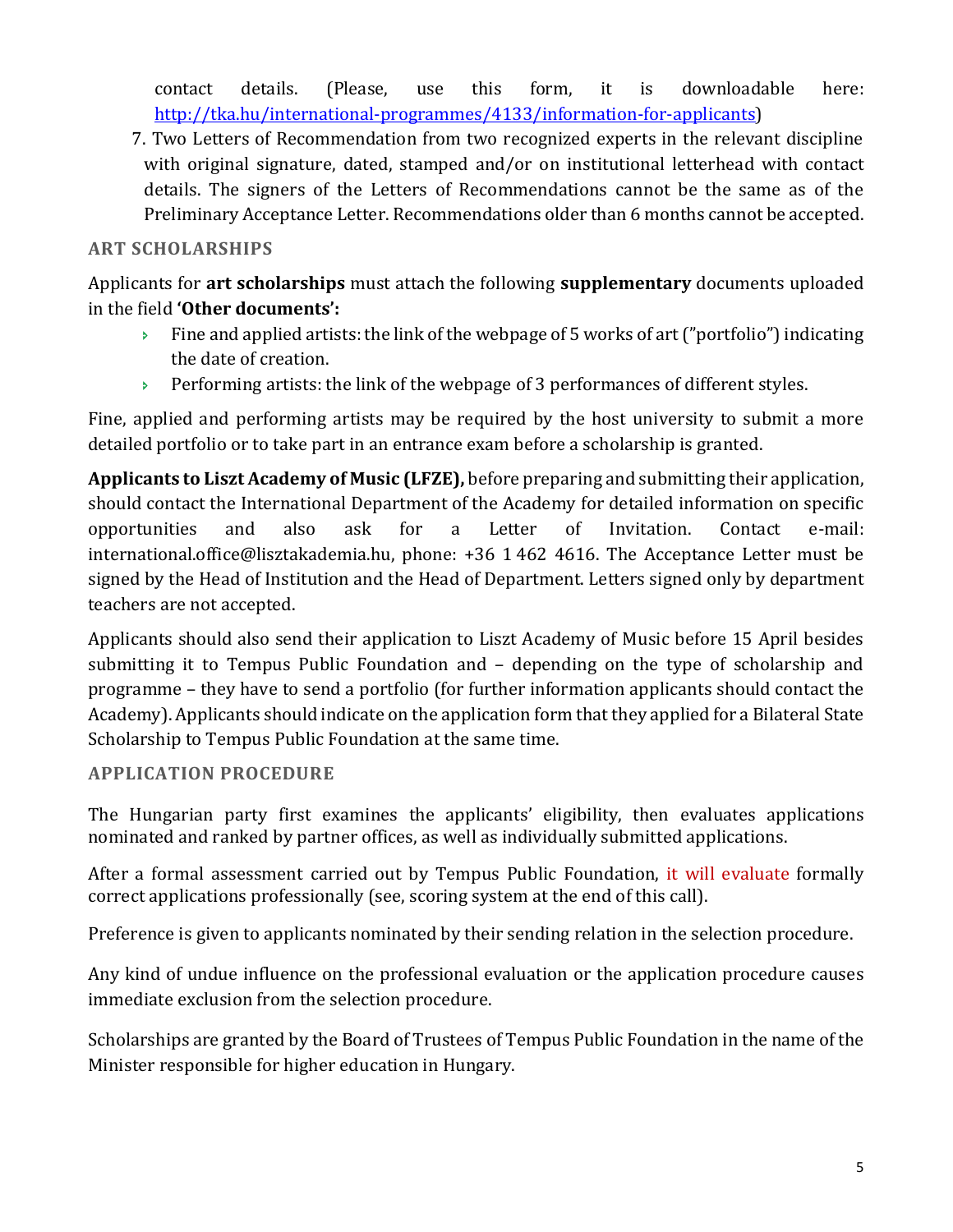contact details. (Please, use this form, it is downloadable here: [http://tka.hu/international-programmes/4133/information-for-applicants](http://tka.hu/international-programmes/4133/information-for-applicants))

7. Two Letters of Recommendation from two recognized experts in the relevant discipline with original signature, dated, stamped and/or on institutional letterhead with contact details. The signers of the Letters of Recommendations cannot be the same as of the Preliminary Acceptance Letter. Recommendations older than 6 months cannot be accepted.

### ART SCHOLARSHIPS

Applicants for **art scholarships** must attach the following **supplementary** documents uploaded in the field **'Other documents':**

- Fine and applied artists: the link of the webpage of 5 works of art (”portfolio”) indicating the date of creation.
- Performing artists: the link of the webpage of 3 performances of different styles.

Fine, applied and performing artists may be required by the host university to submit a more detailed portfolio or to take part in an entrance exam before a scholarship is granted.

**Applicants to Liszt Academy of Music (LFZE),** before preparing and submitting their application, should contact the International Department of the Academy for detailed information on specific opportunities and also ask for a Letter of Invitation. Contact e-mail: international.office@lisztakademia.hu, phone: +36 1 462 4616. The Acceptance Letter must be signed by the Head of Institution and the Head of Department. Letters signed only by department teachers are not accepted.

Applicants should also send their application to Liszt Academy of Music before 15 April besides submitting it to Tempus Public Foundation and – depending on the type of scholarship and programme – they have to send a portfolio (for further information applicants should contact the Academy). Applicants should indicate on the application form that they applied for a Bilateral State Scholarship to Tempus Public Foundation at the same time.

### APPLICATION PROCEDURE

The Hungarian party first examines the applicants' eligibility, then evaluates applications nominated and ranked by partner offices, as well as individually submitted applications.

After a formal assessment carried out by Tempus Public Foundation, it will evaluate formally correct applications professionally (see, scoring system at the end of this call).

Preference is given to applicants nominated by their sending relation in the selection procedure.

Any kind of undue influence on the professional evaluation or the application procedure causes immediate exclusion from the selection procedure.

Scholarships are granted by the Board of Trustees of Tempus Public Foundation in the name of the Minister responsible for higher education in Hungary.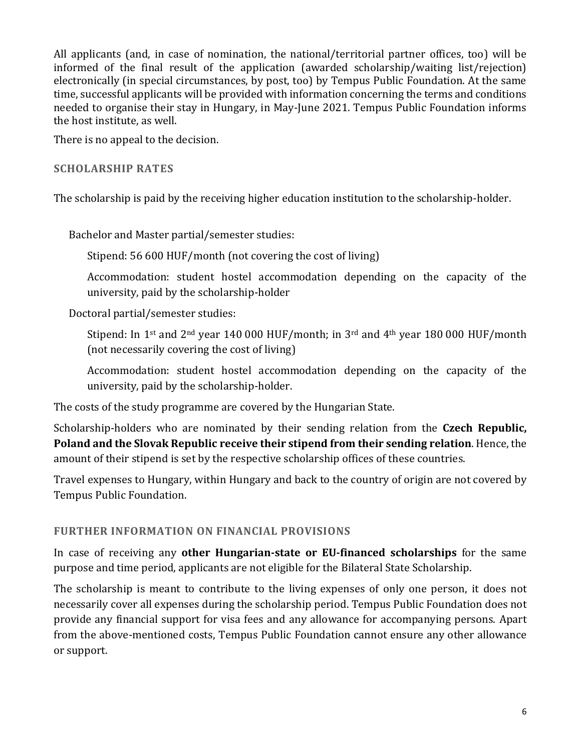All applicants (and, in case of nomination, the national/territorial partner offices, too) will be informed of the final result of the application (awarded scholarship/waiting list/rejection) electronically (in special circumstances, by post, too) by Tempus Public Foundation. At the same time, successful applicants will be provided with information concerning the terms and conditions needed to organise their stay in Hungary, in May-June 2021. Tempus Public Foundation informs the host institute, as well.

There is no appeal to the decision.

## SCHOLARSHIP RATES

The scholarship is paid by the receiving higher education institution to the scholarship-holder.

Bachelor and Master partial/semester studies:

> Stipend: 56 600 HUF/month (not covering the cost of living)
>
> Accommodation: student hostel accommodation depending on the capacity of the university, paid by the scholarship-holder

Doctoral partial/semester studies:

> Stipend: In 1st and 2nd year 140 000 HUF/month; in 3rd and 4th year 180 000 HUF/month (not necessarily covering the cost of living)
>
> Accommodation: student hostel accommodation depending on the capacity of the university, paid by the scholarship-holder.

The costs of the study programme are covered by the Hungarian State.

Scholarship-holders who are nominated by their sending relation from the **Czech Republic, Poland and the Slovak Republic receive their stipend from their sending relation**. Hence, the amount of their stipend is set by the respective scholarship offices of these countries.

Travel expenses to Hungary, within Hungary and back to the country of origin are not covered by Tempus Public Foundation.

## FURTHER INFORMATION ON FINANCIAL PROVISIONS

In case of receiving any **other Hungarian-state or EU-financed scholarships** for the same purpose and time period, applicants are not eligible for the Bilateral State Scholarship.

The scholarship is meant to contribute to the living expenses of only one person, it does not necessarily cover all expenses during the scholarship period. Tempus Public Foundation does not provide any financial support for visa fees and any allowance for accompanying persons. Apart from the above-mentioned costs, Tempus Public Foundation cannot ensure any other allowance or support.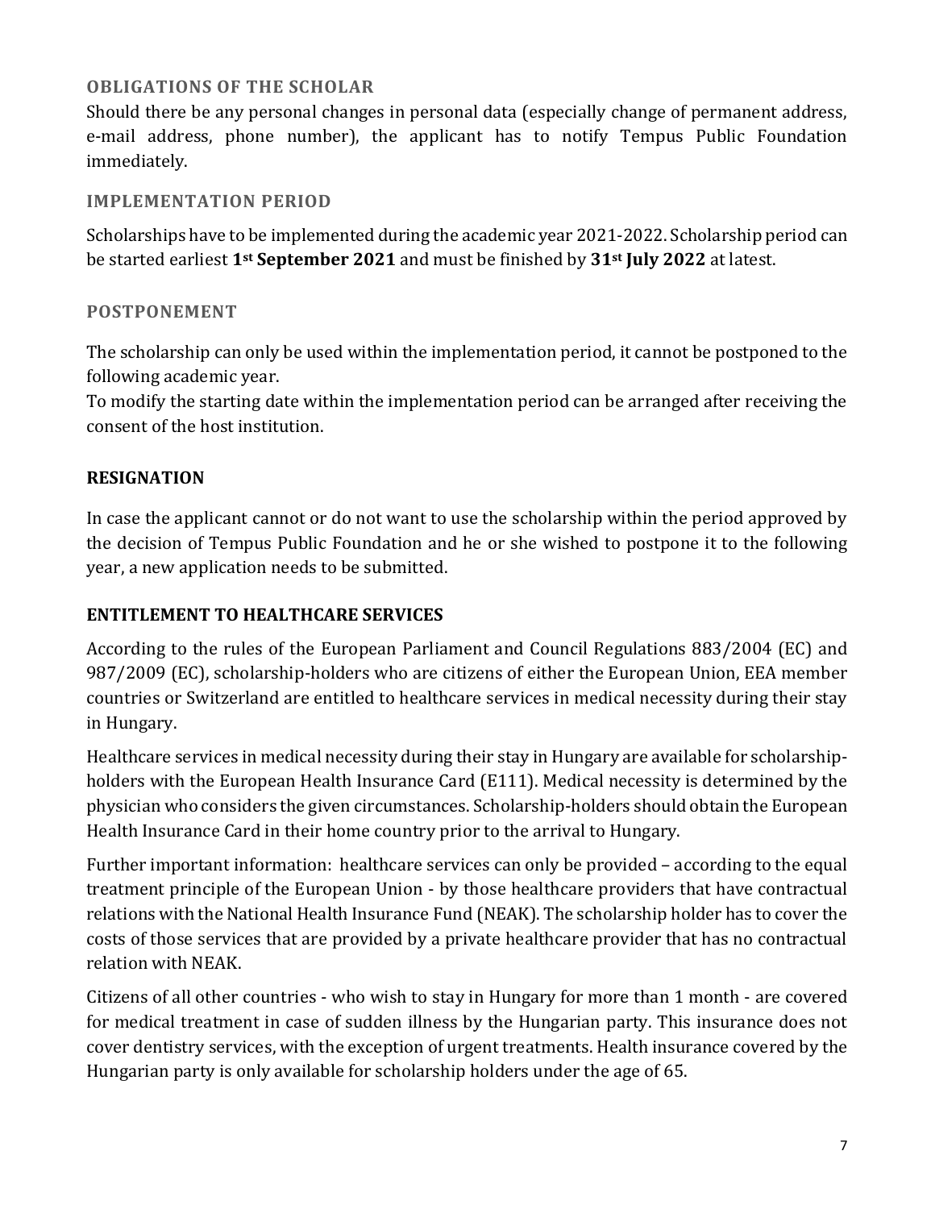## OBLIGATIONS OF THE SCHOLAR

Should there be any personal changes in personal data (especially change of permanent address, e-mail address, phone number), the applicant has to notify Tempus Public Foundation immediately.

## IMPLEMENTATION PERIOD

Scholarships have to be implemented during the academic year 2021-2022. Scholarship period can be started earliest **1st September 2021** and must be finished by **31st July 2022** at latest.

## POSTPONEMENT

The scholarship can only be used within the implementation period, it cannot be postponed to the following academic year.

To modify the starting date within the implementation period can be arranged after receiving the consent of the host institution.

## RESIGNATION

In case the applicant cannot or do not want to use the scholarship within the period approved by the decision of Tempus Public Foundation and he or she wished to postpone it to the following year, a new application needs to be submitted.

## ENTITLEMENT TO HEALTHCARE SERVICES

According to the rules of the European Parliament and Council Regulations 883/2004 (EC) and 987/2009 (EC), scholarship-holders who are citizens of either the European Union, EEA member countries or Switzerland are entitled to healthcare services in medical necessity during their stay in Hungary.

Healthcare services in medical necessity during their stay in Hungary are available for scholarship-holders with the European Health Insurance Card (E111). Medical necessity is determined by the physician who considers the given circumstances. Scholarship-holders should obtain the European Health Insurance Card in their home country prior to the arrival to Hungary.

Further important information: healthcare services can only be provided – according to the equal treatment principle of the European Union - by those healthcare providers that have contractual relations with the National Health Insurance Fund (NEAK). The scholarship holder has to cover the costs of those services that are provided by a private healthcare provider that has no contractual relation with NEAK.

Citizens of all other countries - who wish to stay in Hungary for more than 1 month - are covered for medical treatment in case of sudden illness by the Hungarian party. This insurance does not cover dentistry services, with the exception of urgent treatments. Health insurance covered by the Hungarian party is only available for scholarship holders under the age of 65.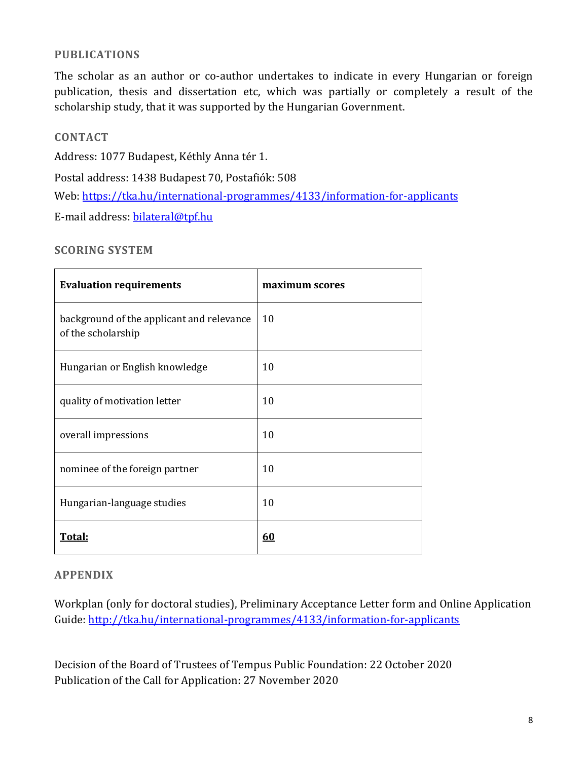## PUBLICATIONS

The scholar as an author or co-author undertakes to indicate in every Hungarian or foreign publication, thesis and dissertation etc, which was partially or completely a result of the scholarship study, that it was supported by the Hungarian Government.

## CONTACT

Address: 1077 Budapest, Kéthly Anna tér 1.

Postal address: 1438 Budapest 70, Postafiók: 508

Web: https://tka.hu/international-programmes/4133/information-for-applicants

E-mail address: bilateral@tpf.hu

## SCORING SYSTEM

| **Evaluation requirements** | **maximum scores** |
|---|---|
| background of the applicant and relevance of the scholarship | 10 |
| Hungarian or English knowledge | 10 |
| quality of motivation letter | 10 |
| overall impressions | 10 |
| nominee of the foreign partner | 10 |
| Hungarian-language studies | 10 |
| **Total:** | **60** |

## APPENDIX

Workplan (only for doctoral studies), Preliminary Acceptance Letter form and Online Application Guide: http://tka.hu/international-programmes/4133/information-for-applicants

Decision of the Board of Trustees of Tempus Public Foundation: 22 October 2020
Publication of the Call for Application: 27 November 2020